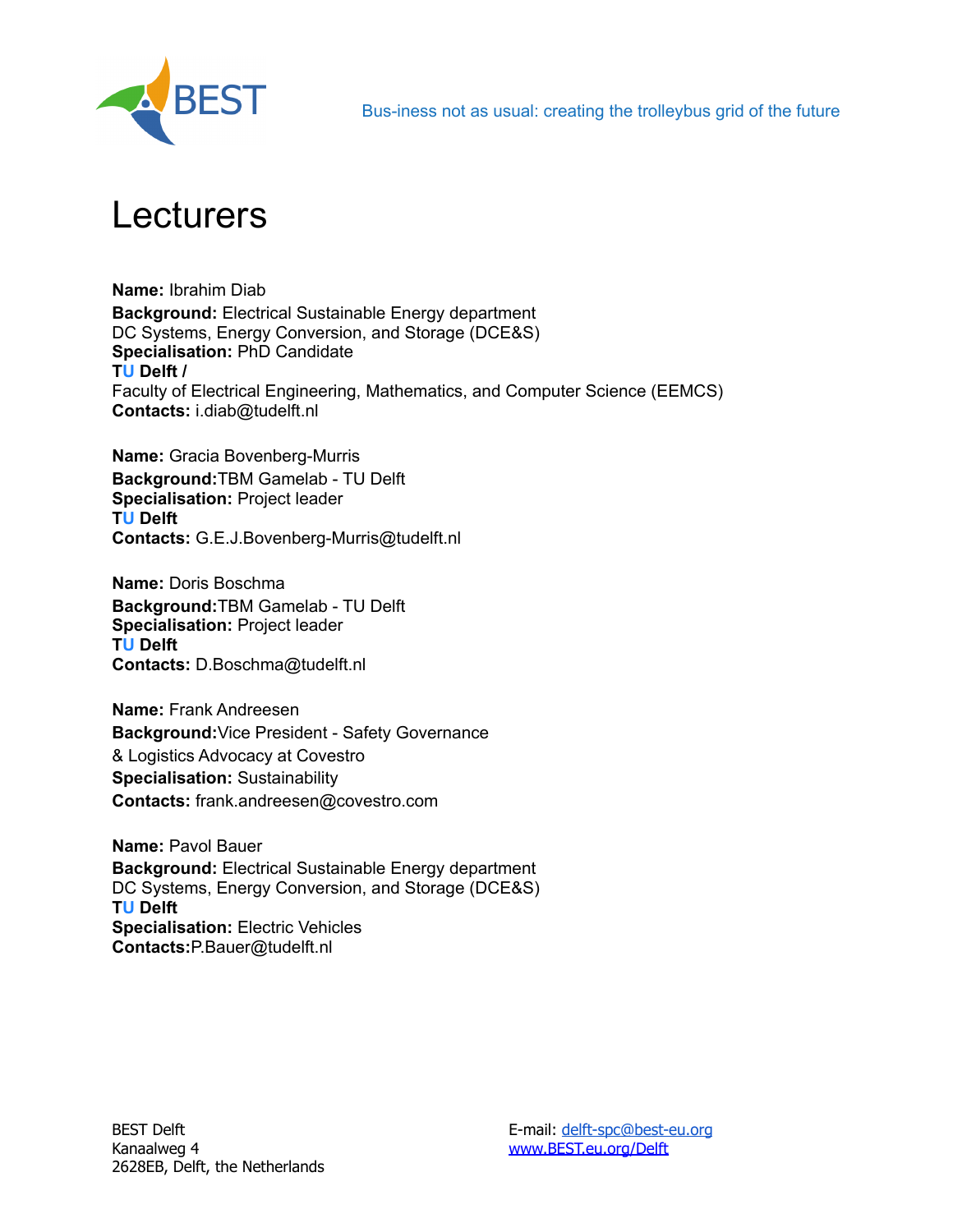# Lecturers

**Name:** Ibrahim Diab
**Background:** Electrical Sustainable Energy department
DC Systems, Energy Conversion, and Storage (DCE&S)
**Specialisation:** PhD Candidate
**TU Delft /**
Faculty of Electrical Engineering, Mathematics, and Computer Science (EEMCS)
**Contacts:** i.diab@tudelft.nl

**Name:** Gracia Bovenberg-Murris
**Background:**TBM Gamelab - TU Delft
**Specialisation:** Project leader
**TU Delft**
**Contacts:** G.E.J.Bovenberg-Murris@tudelft.nl

**Name:** Doris Boschma
**Background:**TBM Gamelab - TU Delft
**Specialisation:** Project leader
**TU Delft**
**Contacts:** D.Boschma@tudelft.nl

**Name:** Frank Andreesen
**Background:**Vice President - Safety Governance
& Logistics Advocacy at Covestro
**Specialisation:** Sustainability
**Contacts:** frank.andreesen@covestro.com

**Name:** Pavol Bauer
**Background:** Electrical Sustainable Energy department
DC Systems, Energy Conversion, and Storage (DCE&S)
**TU Delft**
**Specialisation:** Electric Vehicles
**Contacts:**P.Bauer@tudelft.nl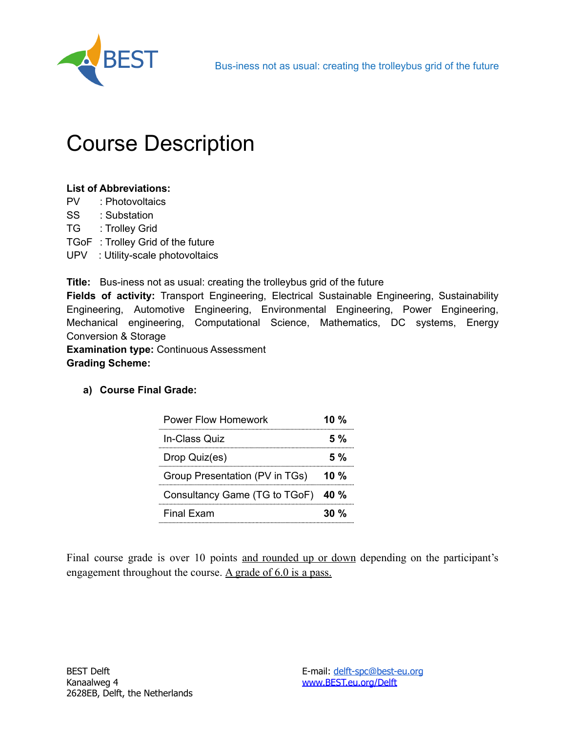# Course Description

**List of Abbreviations:**

PV : Photovoltaics
SS : Substation
TG : Trolley Grid
TGoF : Trolley Grid of the future
UPV : Utility-scale photovoltaics

**Title:** Bus-iness not as usual: creating the trolleybus grid of the future

**Fields of activity:** Transport Engineering, Electrical Sustainable Engineering, Sustainability Engineering, Automotive Engineering, Environmental Engineering, Power Engineering, Mechanical engineering, Computational Science, Mathematics, DC systems, Energy Conversion & Storage

**Examination type:** Continuous Assessment

**Grading Scheme:**

a) **Course Final Grade:**

| Component | Weight |
|---|---|
| Power Flow Homework | **10 %** |
| In-Class Quiz | **5 %** |
| Drop Quiz(es) | **5 %** |
| Group Presentation (PV in TGs) | **10 %** |
| Consultancy Game (TG to TGoF) | **40 %** |
| Final Exam | **30 %** |

Final course grade is over 10 points and rounded up or down depending on the participant's engagement throughout the course. A grade of 6.0 is a pass.

BEST Delft
Kanaalweg 4
2628EB, Delft, the Netherlands

E-mail: delft-spc@best-eu.org
www.BEST.eu.org/Delft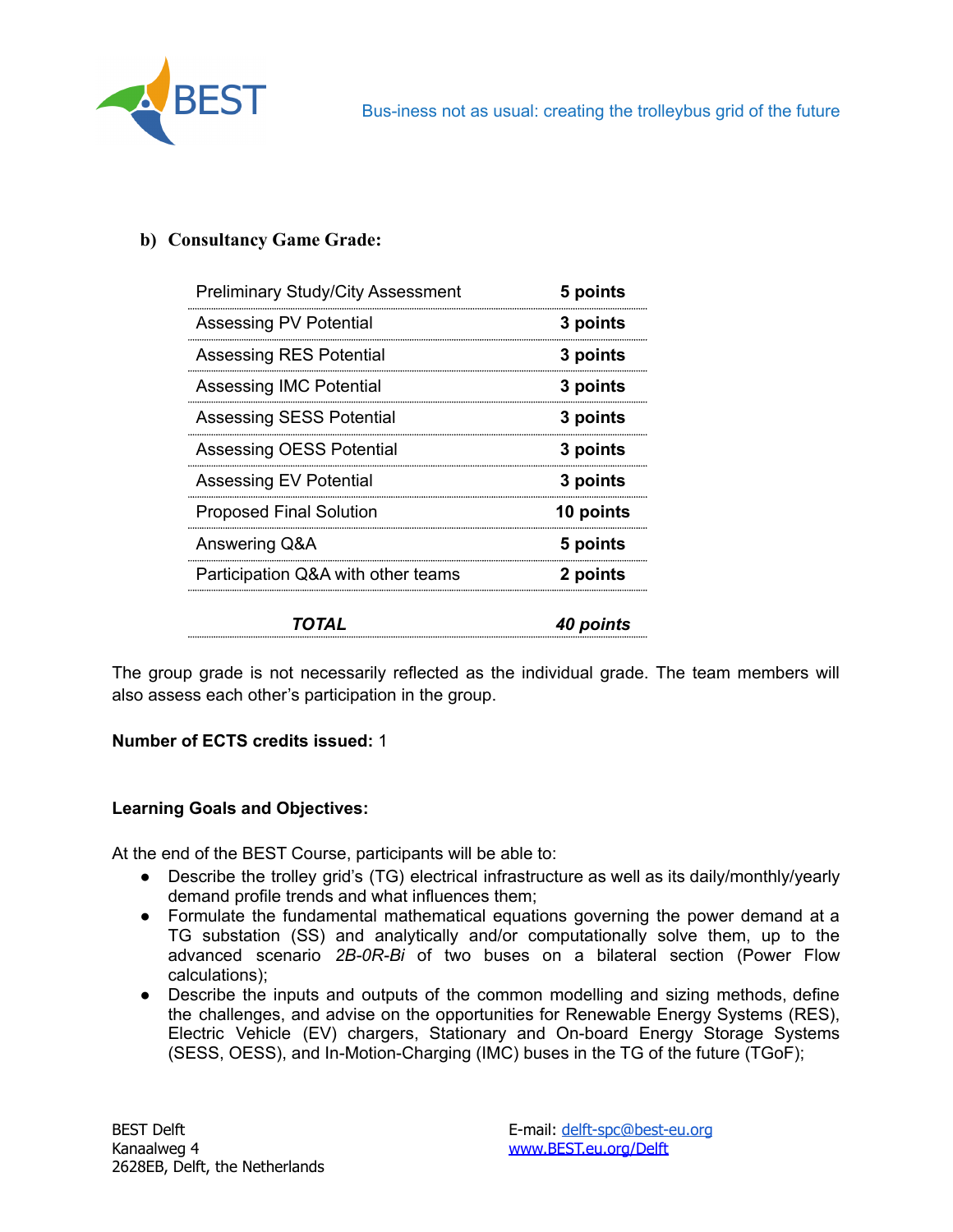### b) Consultancy Game Grade:

| | |
|---|---|
| Preliminary Study/City Assessment | **5 points** |
| Assessing PV Potential | **3 points** |
| Assessing RES Potential | **3 points** |
| Assessing IMC Potential | **3 points** |
| Assessing SESS Potential | **3 points** |
| Assessing OESS Potential | **3 points** |
| Assessing EV Potential | **3 points** |
| Proposed Final Solution | **10 points** |
| Answering Q&A | **5 points** |
| Participation Q&A with other teams | **2 points** |
| ***TOTAL*** | ***40 points*** |

The group grade is not necessarily reflected as the individual grade. The team members will also assess each other's participation in the group.

**Number of ECTS credits issued:** 1

**Learning Goals and Objectives:**

At the end of the BEST Course, participants will be able to:

- Describe the trolley grid's (TG) electrical infrastructure as well as its daily/monthly/yearly demand profile trends and what influences them;
- Formulate the fundamental mathematical equations governing the power demand at a TG substation (SS) and analytically and/or computationally solve them, up to the advanced scenario *2B-0R-Bi* of two buses on a bilateral section (Power Flow calculations);
- Describe the inputs and outputs of the common modelling and sizing methods, define the challenges, and advise on the opportunities for Renewable Energy Systems (RES), Electric Vehicle (EV) chargers, Stationary and On-board Energy Storage Systems (SESS, OESS), and In-Motion-Charging (IMC) buses in the TG of the future (TGoF);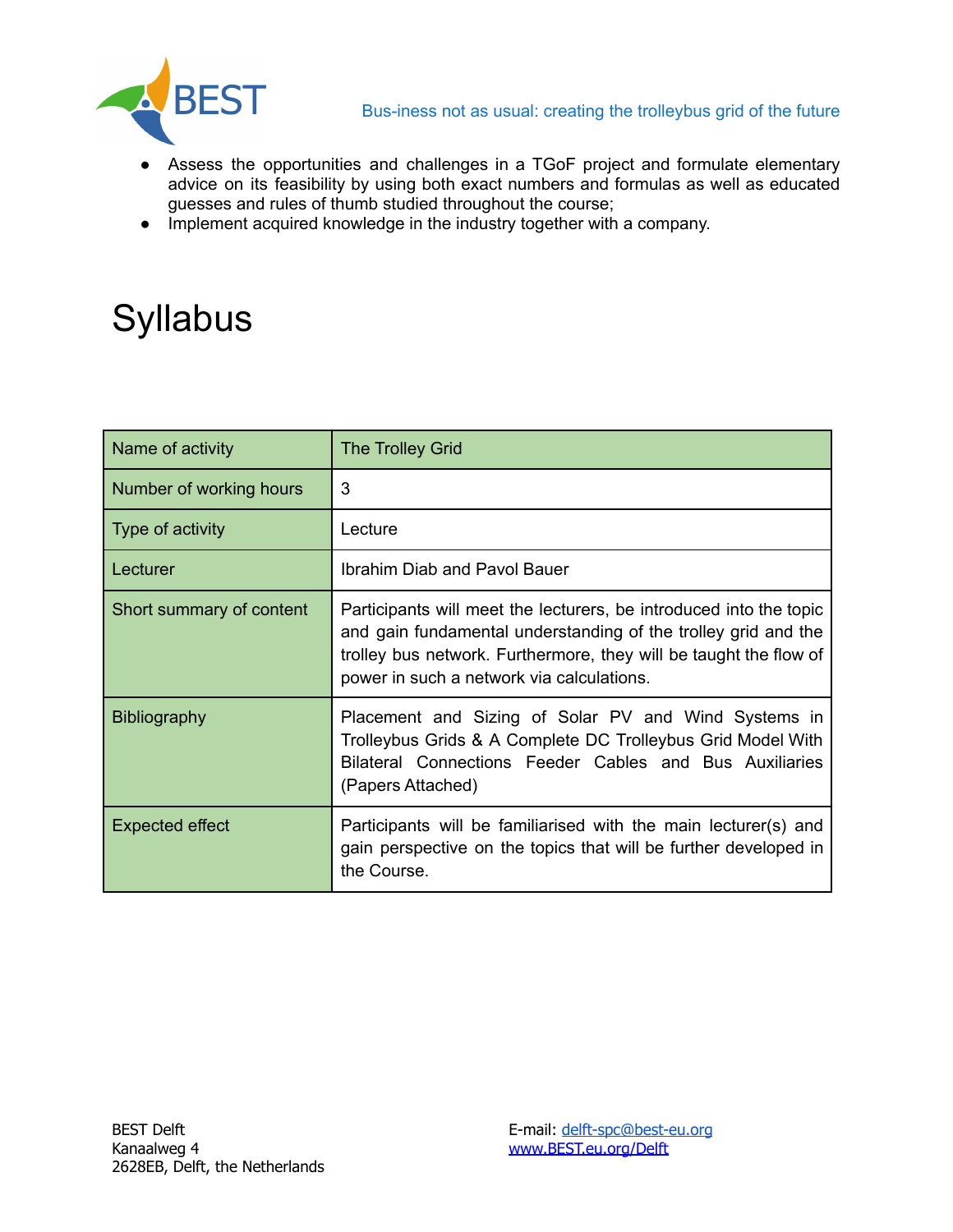- Assess the opportunities and challenges in a TGoF project and formulate elementary advice on its feasibility by using both exact numbers and formulas as well as educated guesses and rules of thumb studied throughout the course;
- Implement acquired knowledge in the industry together with a company.

# Syllabus

| Name of activity | The Trolley Grid |
|---|---|
| Number of working hours | 3 |
| Type of activity | Lecture |
| Lecturer | Ibrahim Diab and Pavol Bauer |
| Short summary of content | Participants will meet the lecturers, be introduced into the topic and gain fundamental understanding of the trolley grid and the trolley bus network. Furthermore, they will be taught the flow of power in such a network via calculations. |
| Bibliography | Placement and Sizing of Solar PV and Wind Systems in Trolleybus Grids & A Complete DC Trolleybus Grid Model With Bilateral Connections Feeder Cables and Bus Auxiliaries (Papers Attached) |
| Expected effect | Participants will be familiarised with the main lecturer(s) and gain perspective on the topics that will be further developed in the Course. |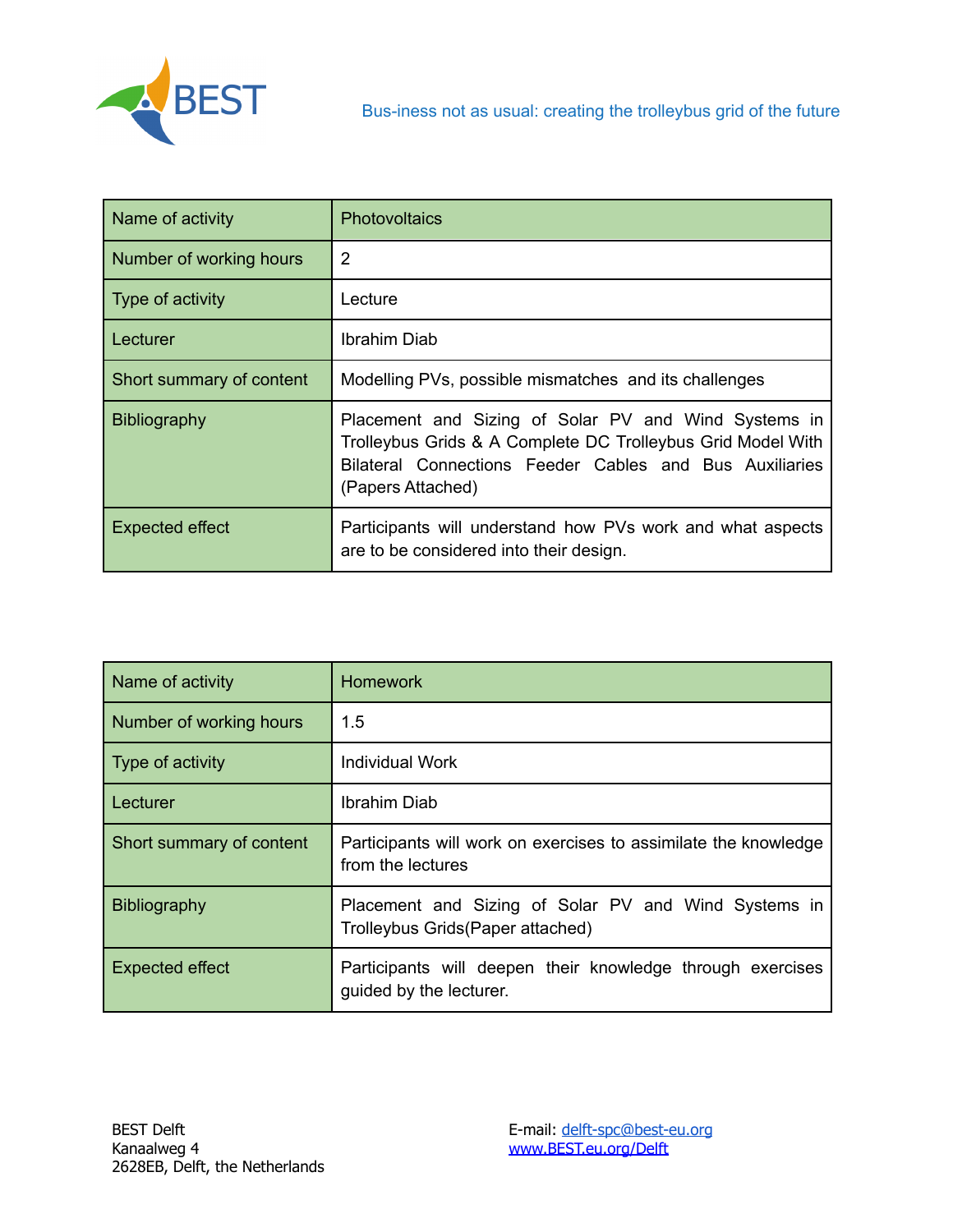| Name of activity | Photovoltaics |
| --- | --- |
| Number of working hours | 2 |
| Type of activity | Lecture |
| Lecturer | Ibrahim Diab |
| Short summary of content | Modelling PVs, possible mismatches and its challenges |
| Bibliography | Placement and Sizing of Solar PV and Wind Systems in Trolleybus Grids & A Complete DC Trolleybus Grid Model With Bilateral Connections Feeder Cables and Bus Auxiliaries (Papers Attached) |
| Expected effect | Participants will understand how PVs work and what aspects are to be considered into their design. |

| Name of activity | Homework |
| --- | --- |
| Number of working hours | 1.5 |
| Type of activity | Individual Work |
| Lecturer | Ibrahim Diab |
| Short summary of content | Participants will work on exercises to assimilate the knowledge from the lectures |
| Bibliography | Placement and Sizing of Solar PV and Wind Systems in Trolleybus Grids(Paper attached) |
| Expected effect | Participants will deepen their knowledge through exercises guided by the lecturer. |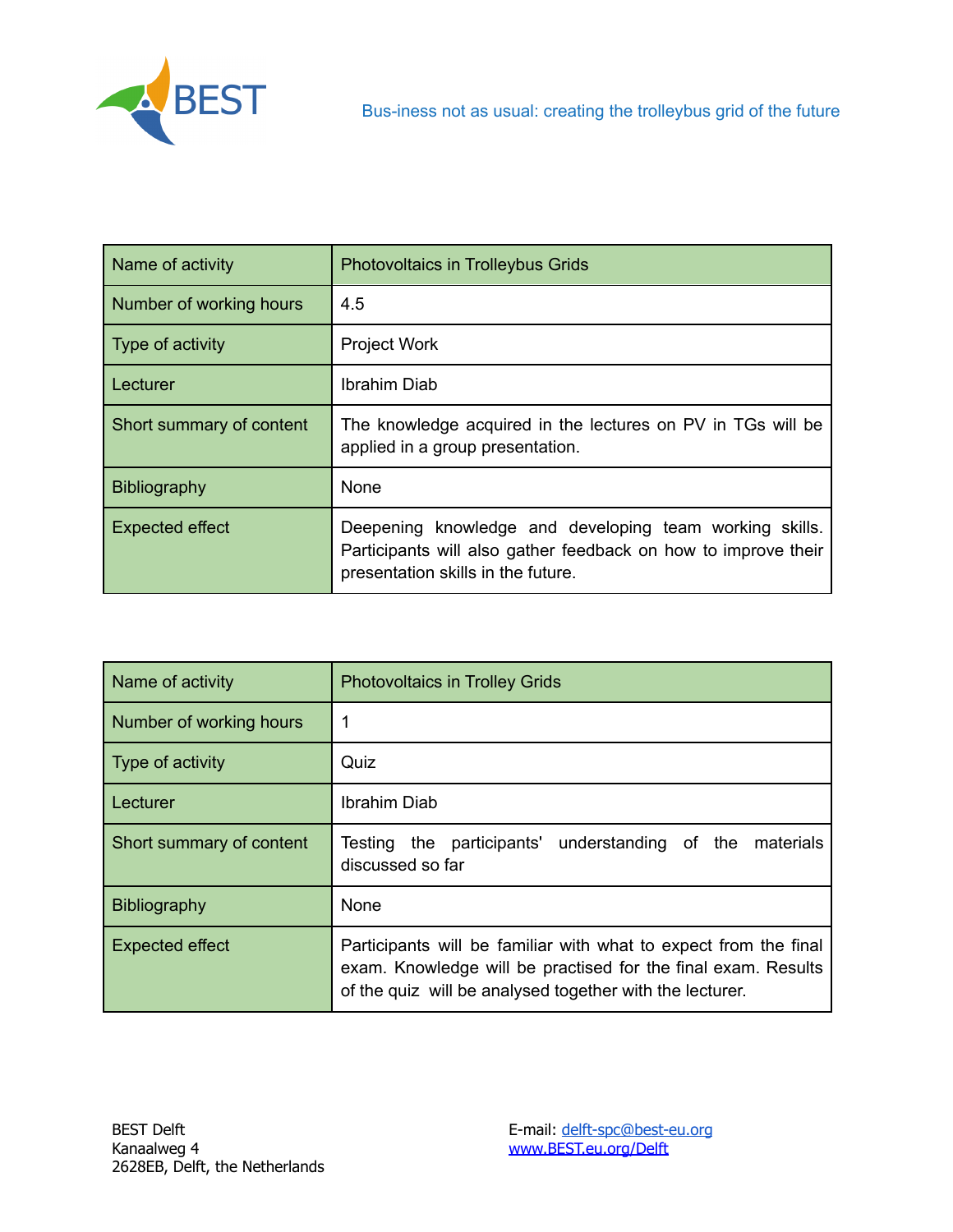| Name of activity | Photovoltaics in Trolleybus Grids |
|---|---|
| Number of working hours | 4.5 |
| Type of activity | Project Work |
| Lecturer | Ibrahim Diab |
| Short summary of content | The knowledge acquired in the lectures on PV in TGs will be applied in a group presentation. |
| Bibliography | None |
| Expected effect | Deepening knowledge and developing team working skills. Participants will also gather feedback on how to improve their presentation skills in the future. |

| Name of activity | Photovoltaics in Trolley Grids |
|---|---|
| Number of working hours | 1 |
| Type of activity | Quiz |
| Lecturer | Ibrahim Diab |
| Short summary of content | Testing the participants' understanding of the materials discussed so far |
| Bibliography | None |
| Expected effect | Participants will be familiar with what to expect from the final exam. Knowledge will be practised for the final exam. Results of the quiz will be analysed together with the lecturer. |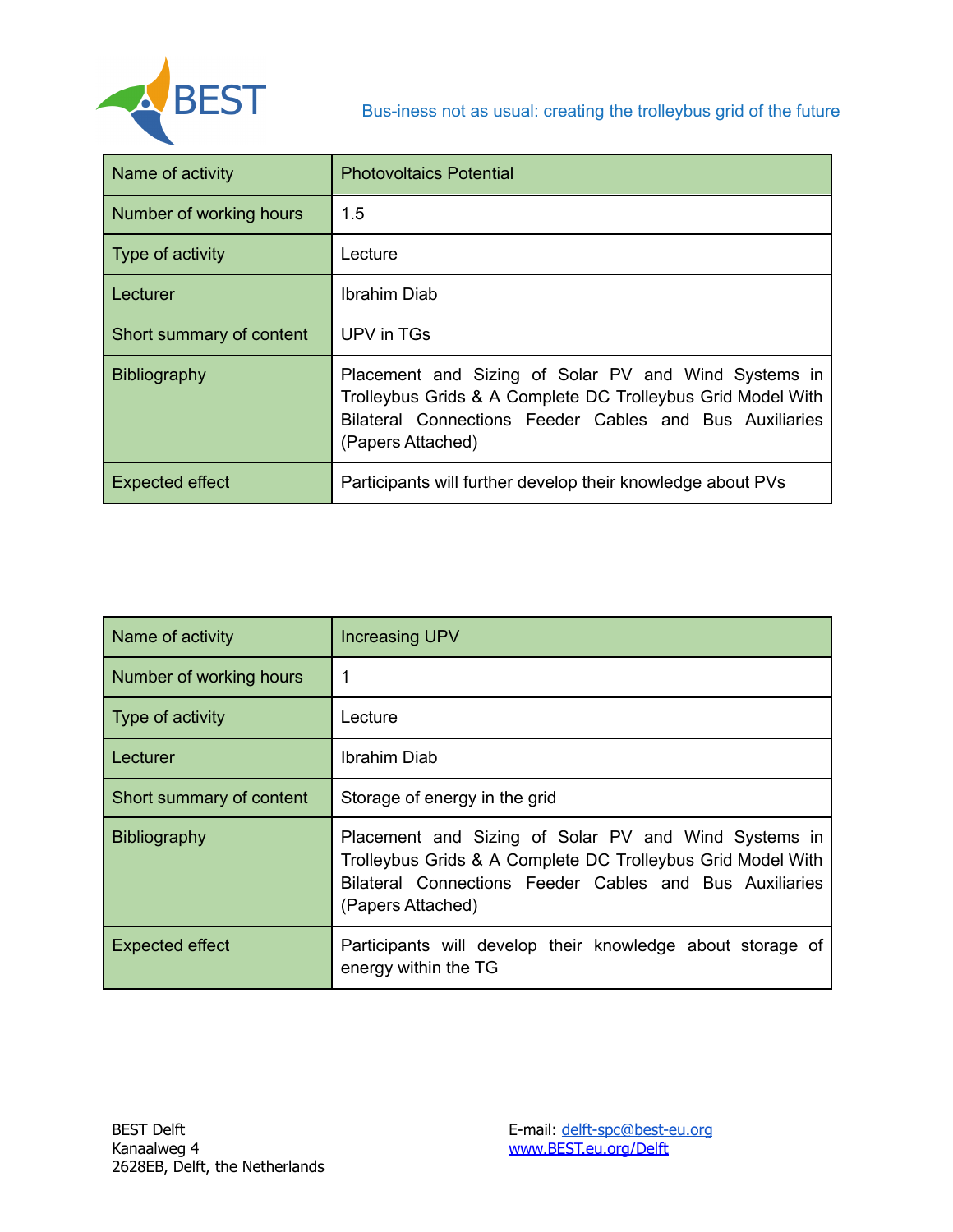| Name of activity | Photovoltaics Potential |
| --- | --- |
| Number of working hours | 1.5 |
| Type of activity | Lecture |
| Lecturer | Ibrahim Diab |
| Short summary of content | UPV in TGs |
| Bibliography | Placement and Sizing of Solar PV and Wind Systems in Trolleybus Grids & A Complete DC Trolleybus Grid Model With Bilateral Connections Feeder Cables and Bus Auxiliaries (Papers Attached) |
| Expected effect | Participants will further develop their knowledge about PVs |

| Name of activity | Increasing UPV |
| --- | --- |
| Number of working hours | 1 |
| Type of activity | Lecture |
| Lecturer | Ibrahim Diab |
| Short summary of content | Storage of energy in the grid |
| Bibliography | Placement and Sizing of Solar PV and Wind Systems in Trolleybus Grids & A Complete DC Trolleybus Grid Model With Bilateral Connections Feeder Cables and Bus Auxiliaries (Papers Attached) |
| Expected effect | Participants will develop their knowledge about storage of energy within the TG |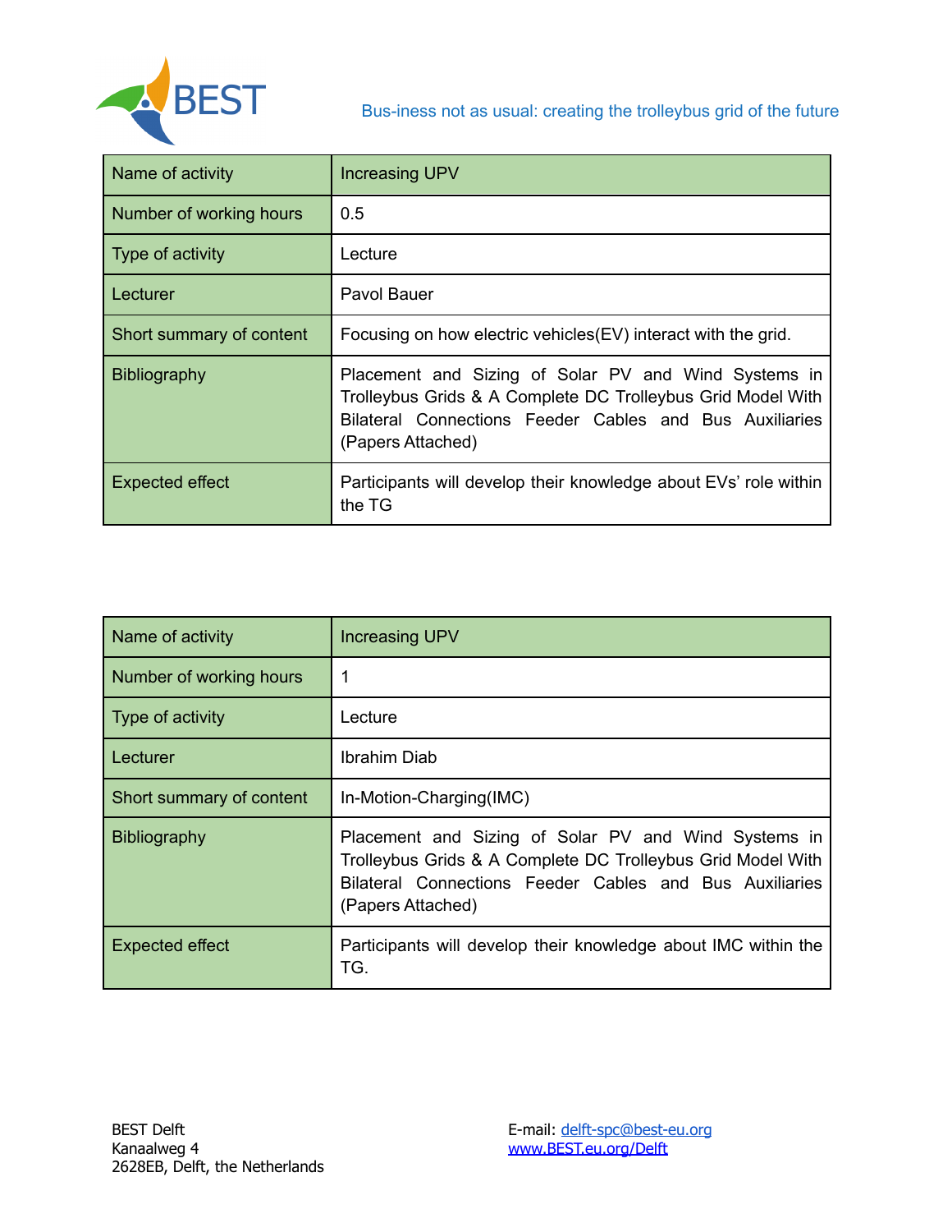| Name of activity | Increasing UPV |
| --- | --- |
| Number of working hours | 0.5 |
| Type of activity | Lecture |
| Lecturer | Pavol Bauer |
| Short summary of content | Focusing on how electric vehicles(EV) interact with the grid. |
| Bibliography | Placement and Sizing of Solar PV and Wind Systems in Trolleybus Grids & A Complete DC Trolleybus Grid Model With Bilateral Connections Feeder Cables and Bus Auxiliaries (Papers Attached) |
| Expected effect | Participants will develop their knowledge about EVs' role within the TG |

| Name of activity | Increasing UPV |
| --- | --- |
| Number of working hours | 1 |
| Type of activity | Lecture |
| Lecturer | Ibrahim Diab |
| Short summary of content | In-Motion-Charging(IMC) |
| Bibliography | Placement and Sizing of Solar PV and Wind Systems in Trolleybus Grids & A Complete DC Trolleybus Grid Model With Bilateral Connections Feeder Cables and Bus Auxiliaries (Papers Attached) |
| Expected effect | Participants will develop their knowledge about IMC within the TG. |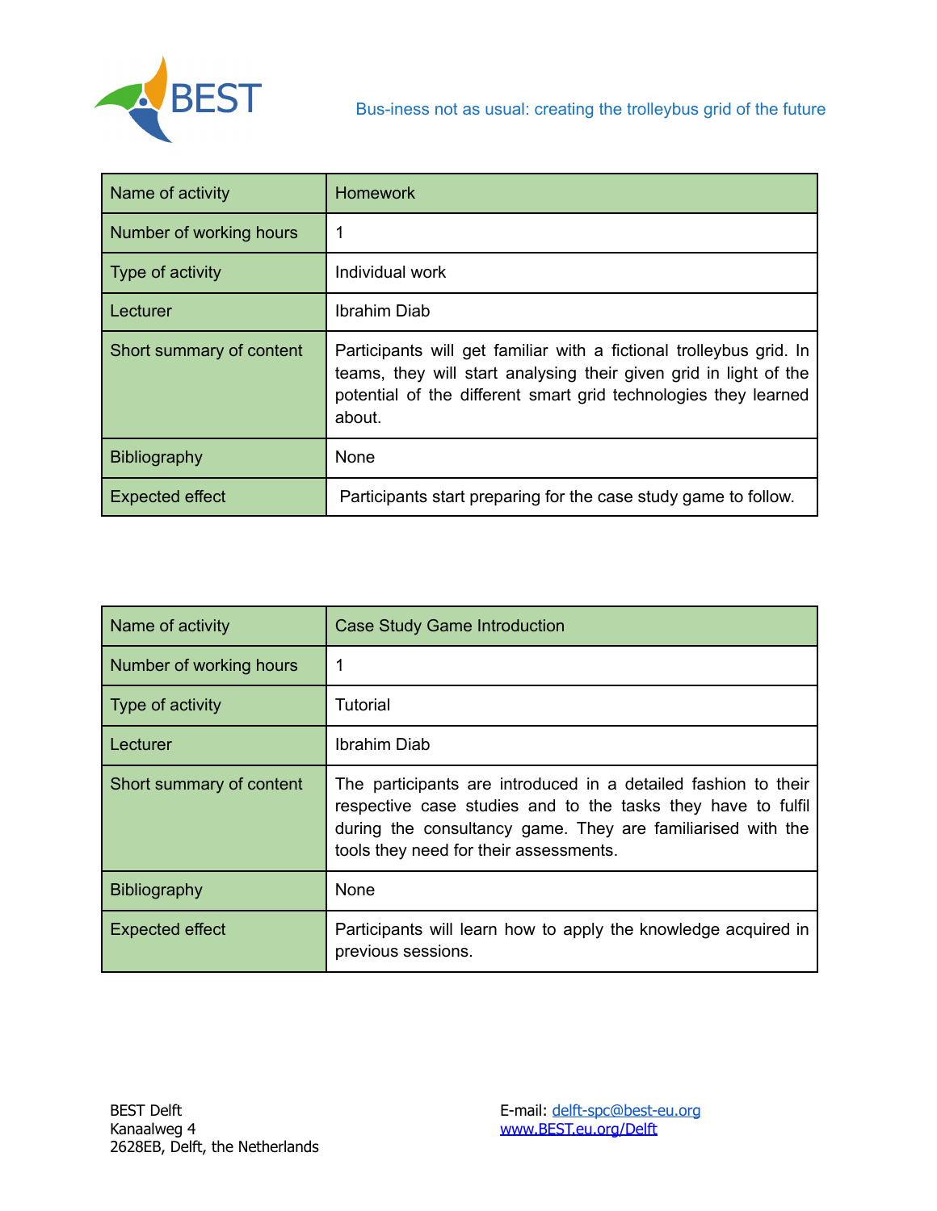| Name of activity | Homework |
|---|---|
| Number of working hours | 1 |
| Type of activity | Individual work |
| Lecturer | Ibrahim Diab |
| Short summary of content | Participants will get familiar with a fictional trolleybus grid. In teams, they will start analysing their given grid in light of the potential of the different smart grid technologies they learned about. |
| Bibliography | None |
| Expected effect | Participants start preparing for the case study game to follow. |

| Name of activity | Case Study Game Introduction |
|---|---|
| Number of working hours | 1 |
| Type of activity | Tutorial |
| Lecturer | Ibrahim Diab |
| Short summary of content | The participants are introduced in a detailed fashion to their respective case studies and to the tasks they have to fulfil during the consultancy game. They are familiarised with the tools they need for their assessments. |
| Bibliography | None |
| Expected effect | Participants will learn how to apply the knowledge acquired in previous sessions. |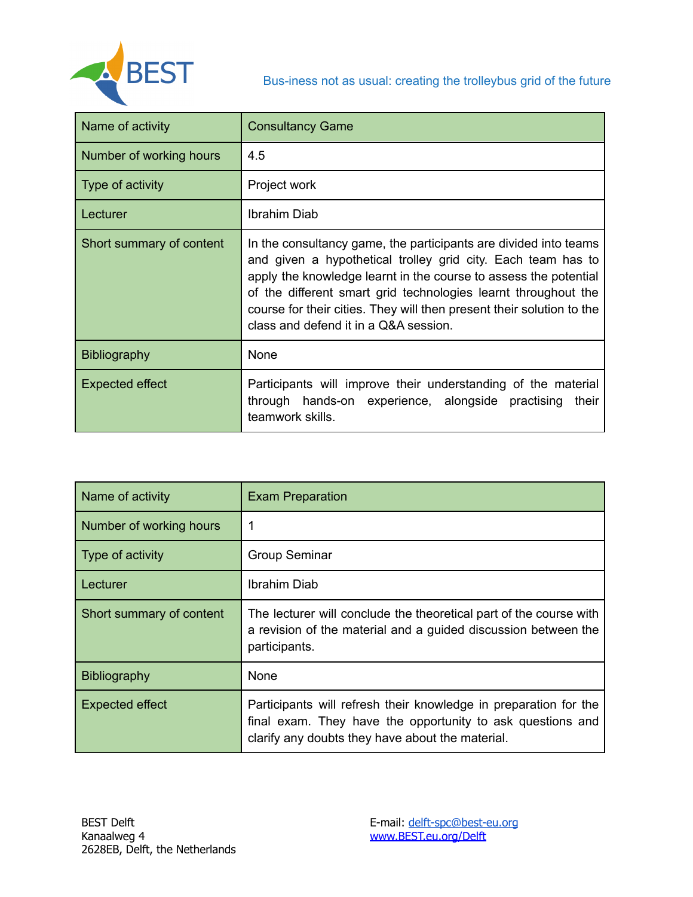| Name of activity | Consultancy Game |
|---|---|
| Number of working hours | 4.5 |
| Type of activity | Project work |
| Lecturer | Ibrahim Diab |
| Short summary of content | In the consultancy game, the participants are divided into teams and given a hypothetical trolley grid city. Each team has to apply the knowledge learnt in the course to assess the potential of the different smart grid technologies learnt throughout the course for their cities. They will then present their solution to the class and defend it in a Q&A session. |
| Bibliography | None |
| Expected effect | Participants will improve their understanding of the material through hands-on experience, alongside practising their teamwork skills. |

| Name of activity | Exam Preparation |
|---|---|
| Number of working hours | 1 |
| Type of activity | Group Seminar |
| Lecturer | Ibrahim Diab |
| Short summary of content | The lecturer will conclude the theoretical part of the course with a revision of the material and a guided discussion between the participants. |
| Bibliography | None |
| Expected effect | Participants will refresh their knowledge in preparation for the final exam. They have the opportunity to ask questions and clarify any doubts they have about the material. |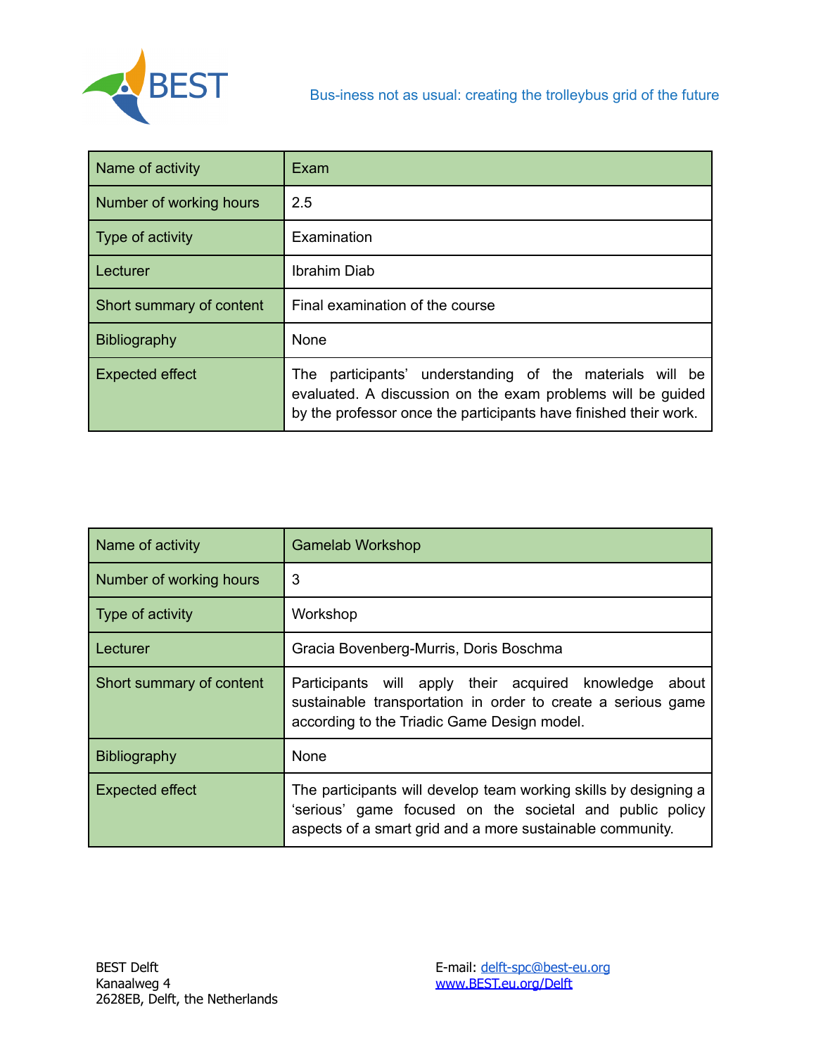| Name of activity | Exam |
|---|---|
| Number of working hours | 2.5 |
| Type of activity | Examination |
| Lecturer | Ibrahim Diab |
| Short summary of content | Final examination of the course |
| Bibliography | None |
| Expected effect | The participants' understanding of the materials will be evaluated. A discussion on the exam problems will be guided by the professor once the participants have finished their work. |

| Name of activity | Gamelab Workshop |
|---|---|
| Number of working hours | 3 |
| Type of activity | Workshop |
| Lecturer | Gracia Bovenberg-Murris, Doris Boschma |
| Short summary of content | Participants will apply their acquired knowledge about sustainable transportation in order to create a serious game according to the Triadic Game Design model. |
| Bibliography | None |
| Expected effect | The participants will develop team working skills by designing a 'serious' game focused on the societal and public policy aspects of a smart grid and a more sustainable community. |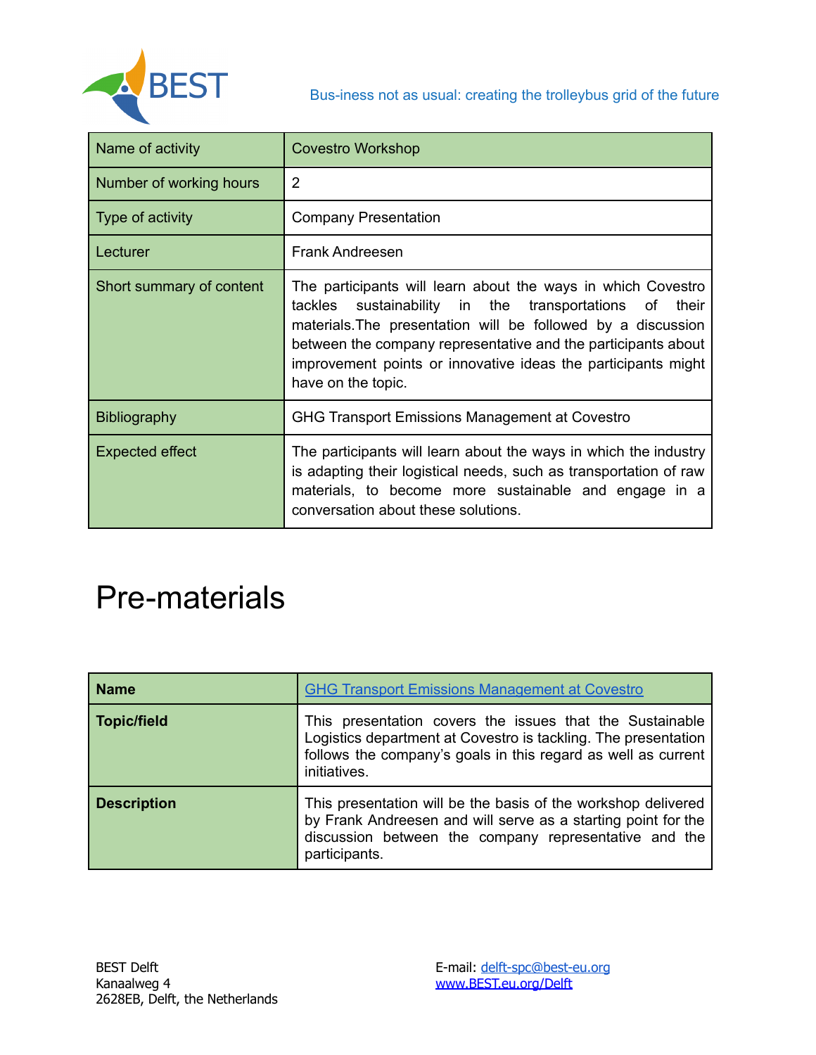| Name of activity | Covestro Workshop |
|---|---|
| Number of working hours | 2 |
| Type of activity | Company Presentation |
| Lecturer | Frank Andreesen |
| Short summary of content | The participants will learn about the ways in which Covestro tackles sustainability in the transportations of their materials.The presentation will be followed by a discussion between the company representative and the participants about improvement points or innovative ideas the participants might have on the topic. |
| Bibliography | GHG Transport Emissions Management at Covestro |
| Expected effect | The participants will learn about the ways in which the industry is adapting their logistical needs, such as transportation of raw materials, to become more sustainable and engage in a conversation about these solutions. |

# Pre-materials

| **Name** | GHG Transport Emissions Management at Covestro |
|---|---|
| **Topic/field** | This presentation covers the issues that the Sustainable Logistics department at Covestro is tackling. The presentation follows the company's goals in this regard as well as current initiatives. |
| **Description** | This presentation will be the basis of the workshop delivered by Frank Andreesen and will serve as a starting point for the discussion between the company representative and the participants. |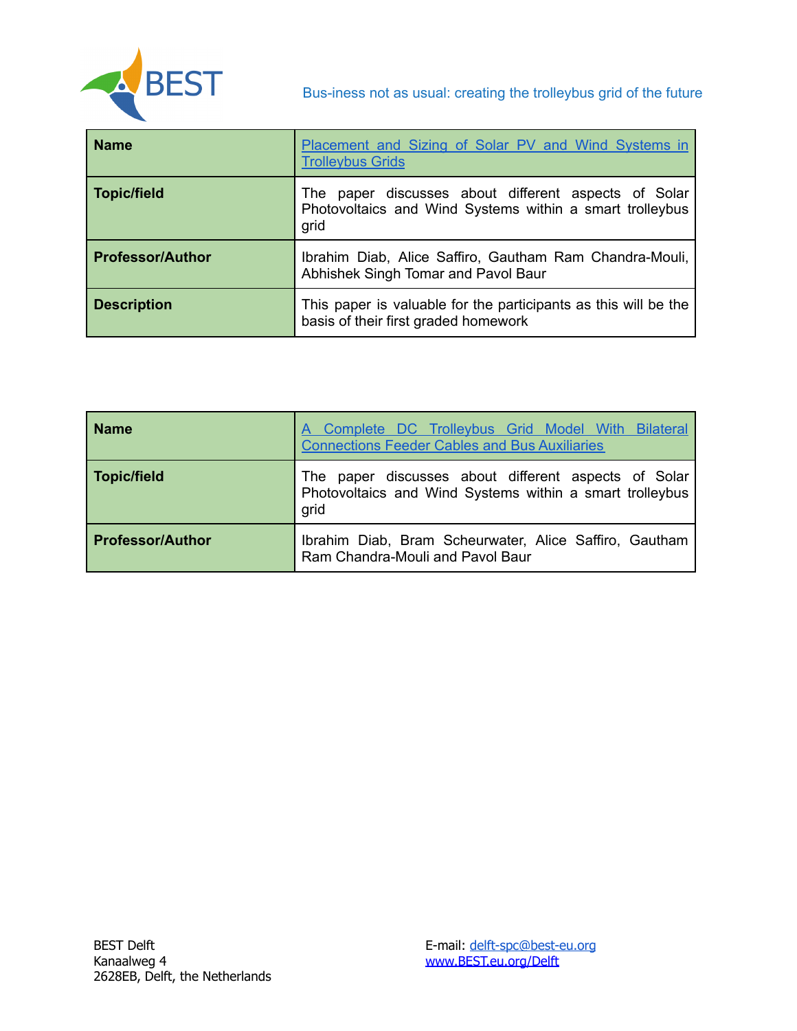| | |
|---|---|
| **Name** | Placement and Sizing of Solar PV and Wind Systems in Trolleybus Grids |
| **Topic/field** | The paper discusses about different aspects of Solar Photovoltaics and Wind Systems within a smart trolleybus grid |
| **Professor/Author** | Ibrahim Diab, Alice Saffiro, Gautham Ram Chandra-Mouli, Abhishek Singh Tomar and Pavol Baur |
| **Description** | This paper is valuable for the participants as this will be the basis of their first graded homework |

| | |
|---|---|
| **Name** | A Complete DC Trolleybus Grid Model With Bilateral Connections Feeder Cables and Bus Auxiliaries |
| **Topic/field** | The paper discusses about different aspects of Solar Photovoltaics and Wind Systems within a smart trolleybus grid |
| **Professor/Author** | Ibrahim Diab, Bram Scheurwater, Alice Saffiro, Gautham Ram Chandra-Mouli and Pavol Baur |